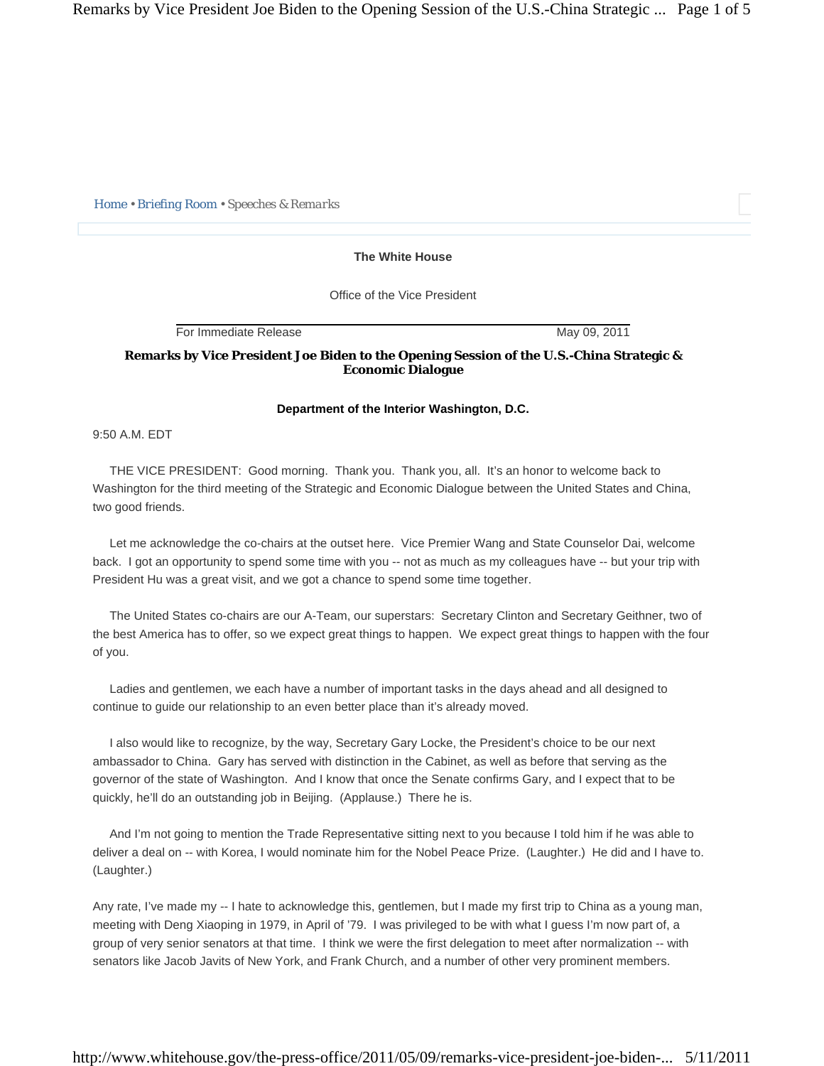Home • Briefing Room • Speeches & Remarks

**The White House**

Office of the Vice President

For Immediate Release | May 09, 2011

## Remarks by Vice President Joe Biden to the Opening Session of the U.S.-China Strategic & Economic Dialogue

**Department of the Interior Washington, D.C.**

9:50 A.M. EDT

THE VICE PRESIDENT: Good morning. Thank you. Thank you, all. It's an honor to welcome back to Washington for the third meeting of the Strategic and Economic Dialogue between the United States and China, two good friends.

Let me acknowledge the co-chairs at the outset here. Vice Premier Wang and State Counselor Dai, welcome back. I got an opportunity to spend some time with you -- not as much as my colleagues have -- but your trip with President Hu was a great visit, and we got a chance to spend some time together.

The United States co-chairs are our A-Team, our superstars: Secretary Clinton and Secretary Geithner, two of the best America has to offer, so we expect great things to happen. We expect great things to happen with the four of you.

Ladies and gentlemen, we each have a number of important tasks in the days ahead and all designed to continue to guide our relationship to an even better place than it's already moved.

I also would like to recognize, by the way, Secretary Gary Locke, the President's choice to be our next ambassador to China. Gary has served with distinction in the Cabinet, as well as before that serving as the governor of the state of Washington. And I know that once the Senate confirms Gary, and I expect that to be quickly, he'll do an outstanding job in Beijing. (Applause.) There he is.

And I'm not going to mention the Trade Representative sitting next to you because I told him if he was able to deliver a deal on -- with Korea, I would nominate him for the Nobel Peace Prize. (Laughter.) He did and I have to. (Laughter.)

Any rate, I've made my -- I hate to acknowledge this, gentlemen, but I made my first trip to China as a young man, meeting with Deng Xiaoping in 1979, in April of '79. I was privileged to be with what I guess I'm now part of, a group of very senior senators at that time. I think we were the first delegation to meet after normalization -- with senators like Jacob Javits of New York, and Frank Church, and a number of other very prominent members.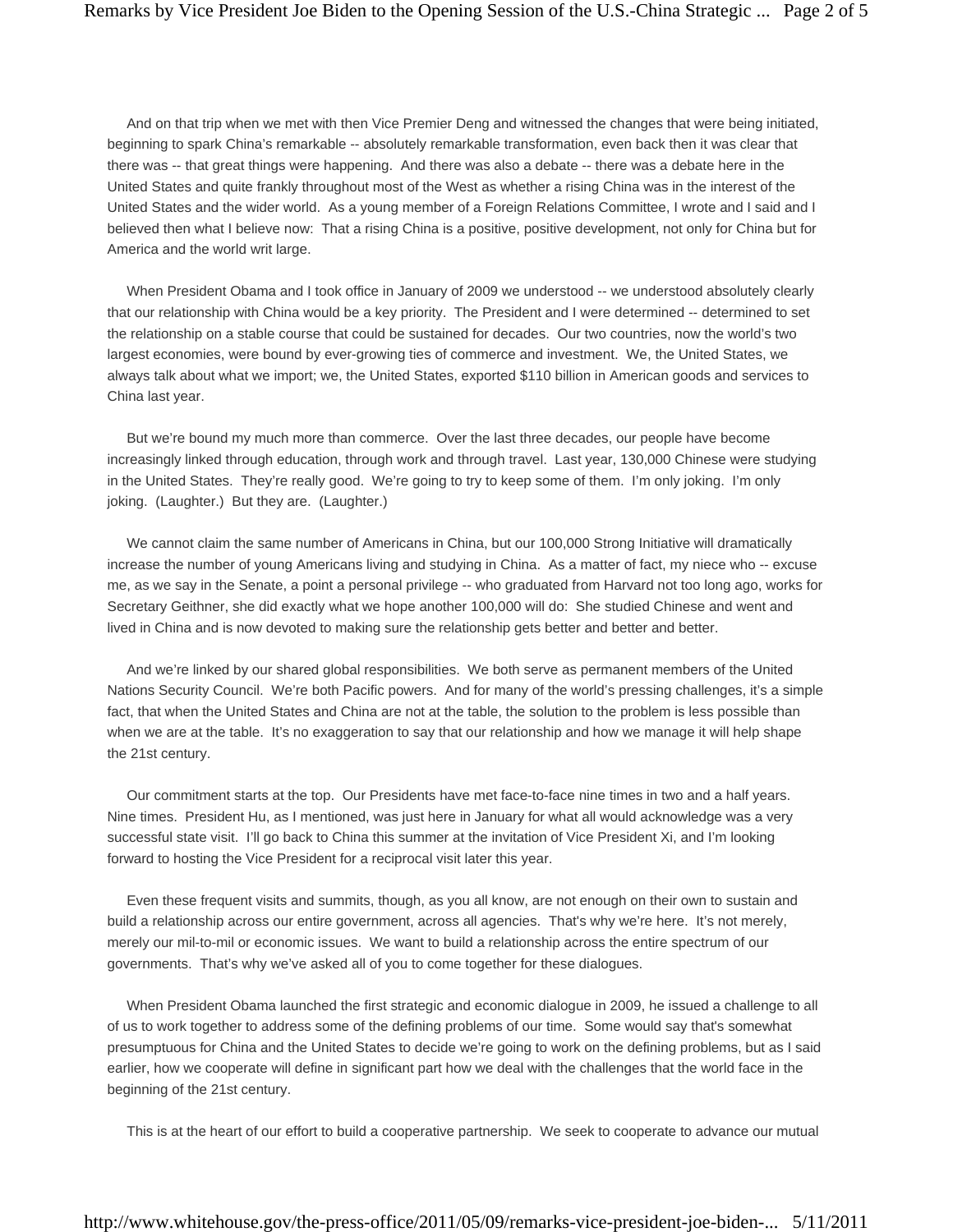And on that trip when we met with then Vice Premier Deng and witnessed the changes that were being initiated, beginning to spark China's remarkable -- absolutely remarkable transformation, even back then it was clear that there was -- that great things were happening. And there was also a debate -- there was a debate here in the United States and quite frankly throughout most of the West as whether a rising China was in the interest of the United States and the wider world. As a young member of a Foreign Relations Committee, I wrote and I said and I believed then what I believe now: That a rising China is a positive, positive development, not only for China but for America and the world writ large.

When President Obama and I took office in January of 2009 we understood -- we understood absolutely clearly that our relationship with China would be a key priority. The President and I were determined -- determined to set the relationship on a stable course that could be sustained for decades. Our two countries, now the world's two largest economies, were bound by ever-growing ties of commerce and investment. We, the United States, we always talk about what we import; we, the United States, exported $110 billion in American goods and services to China last year.

But we're bound my much more than commerce. Over the last three decades, our people have become increasingly linked through education, through work and through travel. Last year, 130,000 Chinese were studying in the United States. They're really good. We're going to try to keep some of them. I'm only joking. I'm only joking. (Laughter.) But they are. (Laughter.)

We cannot claim the same number of Americans in China, but our 100,000 Strong Initiative will dramatically increase the number of young Americans living and studying in China. As a matter of fact, my niece who -- excuse me, as we say in the Senate, a point a personal privilege -- who graduated from Harvard not too long ago, works for Secretary Geithner, she did exactly what we hope another 100,000 will do: She studied Chinese and went and lived in China and is now devoted to making sure the relationship gets better and better and better.

And we're linked by our shared global responsibilities. We both serve as permanent members of the United Nations Security Council. We're both Pacific powers. And for many of the world's pressing challenges, it's a simple fact, that when the United States and China are not at the table, the solution to the problem is less possible than when we are at the table. It's no exaggeration to say that our relationship and how we manage it will help shape the 21st century.

Our commitment starts at the top. Our Presidents have met face-to-face nine times in two and a half years. Nine times. President Hu, as I mentioned, was just here in January for what all would acknowledge was a very successful state visit. I'll go back to China this summer at the invitation of Vice President Xi, and I'm looking forward to hosting the Vice President for a reciprocal visit later this year.

Even these frequent visits and summits, though, as you all know, are not enough on their own to sustain and build a relationship across our entire government, across all agencies. That's why we're here. It's not merely, merely our mil-to-mil or economic issues. We want to build a relationship across the entire spectrum of our governments. That's why we've asked all of you to come together for these dialogues.

When President Obama launched the first strategic and economic dialogue in 2009, he issued a challenge to all of us to work together to address some of the defining problems of our time. Some would say that's somewhat presumptuous for China and the United States to decide we're going to work on the defining problems, but as I said earlier, how we cooperate will define in significant part how we deal with the challenges that the world face in the beginning of the 21st century.

This is at the heart of our effort to build a cooperative partnership. We seek to cooperate to advance our mutual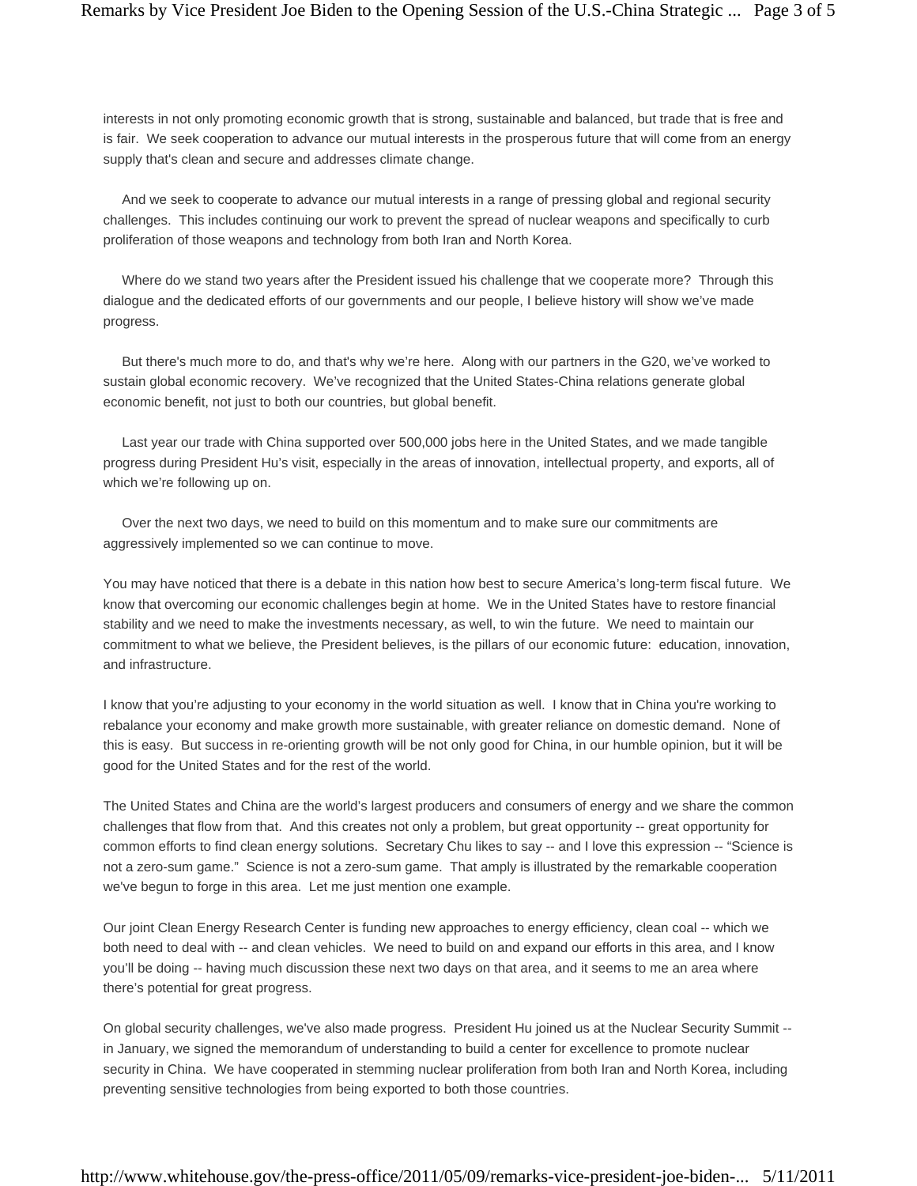interests in not only promoting economic growth that is strong, sustainable and balanced, but trade that is free and is fair. We seek cooperation to advance our mutual interests in the prosperous future that will come from an energy supply that's clean and secure and addresses climate change.

And we seek to cooperate to advance our mutual interests in a range of pressing global and regional security challenges. This includes continuing our work to prevent the spread of nuclear weapons and specifically to curb proliferation of those weapons and technology from both Iran and North Korea.

Where do we stand two years after the President issued his challenge that we cooperate more? Through this dialogue and the dedicated efforts of our governments and our people, I believe history will show we've made progress.

But there's much more to do, and that's why we're here. Along with our partners in the G20, we've worked to sustain global economic recovery. We've recognized that the United States-China relations generate global economic benefit, not just to both our countries, but global benefit.

Last year our trade with China supported over 500,000 jobs here in the United States, and we made tangible progress during President Hu's visit, especially in the areas of innovation, intellectual property, and exports, all of which we're following up on.

Over the next two days, we need to build on this momentum and to make sure our commitments are aggressively implemented so we can continue to move.

You may have noticed that there is a debate in this nation how best to secure America's long-term fiscal future. We know that overcoming our economic challenges begin at home. We in the United States have to restore financial stability and we need to make the investments necessary, as well, to win the future. We need to maintain our commitment to what we believe, the President believes, is the pillars of our economic future: education, innovation, and infrastructure.

I know that you're adjusting to your economy in the world situation as well. I know that in China you're working to rebalance your economy and make growth more sustainable, with greater reliance on domestic demand. None of this is easy. But success in re-orienting growth will be not only good for China, in our humble opinion, but it will be good for the United States and for the rest of the world.

The United States and China are the world's largest producers and consumers of energy and we share the common challenges that flow from that. And this creates not only a problem, but great opportunity -- great opportunity for common efforts to find clean energy solutions. Secretary Chu likes to say -- and I love this expression -- "Science is not a zero-sum game." Science is not a zero-sum game. That amply is illustrated by the remarkable cooperation we've begun to forge in this area. Let me just mention one example.

Our joint Clean Energy Research Center is funding new approaches to energy efficiency, clean coal -- which we both need to deal with -- and clean vehicles. We need to build on and expand our efforts in this area, and I know you'll be doing -- having much discussion these next two days on that area, and it seems to me an area where there's potential for great progress.

On global security challenges, we've also made progress. President Hu joined us at the Nuclear Security Summit -- in January, we signed the memorandum of understanding to build a center for excellence to promote nuclear security in China. We have cooperated in stemming nuclear proliferation from both Iran and North Korea, including preventing sensitive technologies from being exported to both those countries.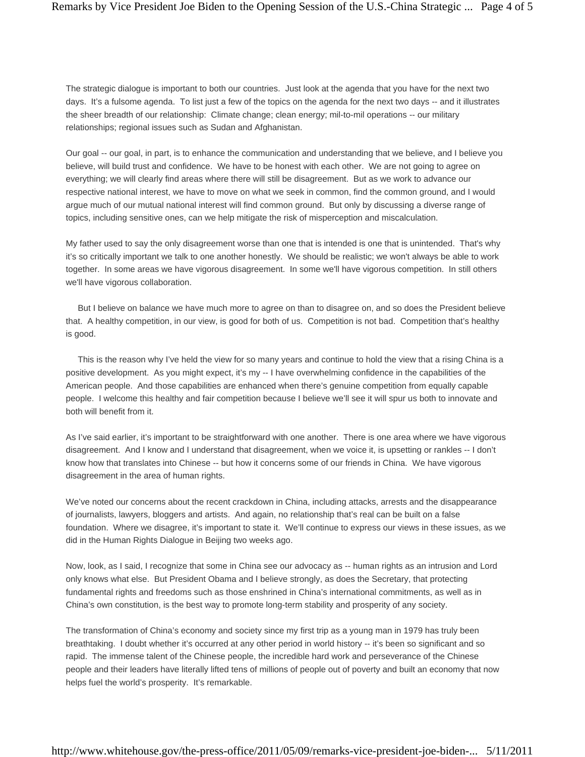The strategic dialogue is important to both our countries. Just look at the agenda that you have for the next two days. It's a fulsome agenda. To list just a few of the topics on the agenda for the next two days -- and it illustrates the sheer breadth of our relationship: Climate change; clean energy; mil-to-mil operations -- our military relationships; regional issues such as Sudan and Afghanistan.

Our goal -- our goal, in part, is to enhance the communication and understanding that we believe, and I believe you believe, will build trust and confidence. We have to be honest with each other. We are not going to agree on everything; we will clearly find areas where there will still be disagreement. But as we work to advance our respective national interest, we have to move on what we seek in common, find the common ground, and I would argue much of our mutual national interest will find common ground. But only by discussing a diverse range of topics, including sensitive ones, can we help mitigate the risk of misperception and miscalculation.

My father used to say the only disagreement worse than one that is intended is one that is unintended. That's why it's so critically important we talk to one another honestly. We should be realistic; we won't always be able to work together. In some areas we have vigorous disagreement. In some we'll have vigorous competition. In still others we'll have vigorous collaboration.

But I believe on balance we have much more to agree on than to disagree on, and so does the President believe that. A healthy competition, in our view, is good for both of us. Competition is not bad. Competition that's healthy is good.

This is the reason why I've held the view for so many years and continue to hold the view that a rising China is a positive development. As you might expect, it's my -- I have overwhelming confidence in the capabilities of the American people. And those capabilities are enhanced when there's genuine competition from equally capable people. I welcome this healthy and fair competition because I believe we'll see it will spur us both to innovate and both will benefit from it.

As I've said earlier, it's important to be straightforward with one another. There is one area where we have vigorous disagreement. And I know and I understand that disagreement, when we voice it, is upsetting or rankles -- I don't know how that translates into Chinese -- but how it concerns some of our friends in China. We have vigorous disagreement in the area of human rights.

We've noted our concerns about the recent crackdown in China, including attacks, arrests and the disappearance of journalists, lawyers, bloggers and artists. And again, no relationship that's real can be built on a false foundation. Where we disagree, it's important to state it. We'll continue to express our views in these issues, as we did in the Human Rights Dialogue in Beijing two weeks ago.

Now, look, as I said, I recognize that some in China see our advocacy as -- human rights as an intrusion and Lord only knows what else. But President Obama and I believe strongly, as does the Secretary, that protecting fundamental rights and freedoms such as those enshrined in China's international commitments, as well as in China's own constitution, is the best way to promote long-term stability and prosperity of any society.

The transformation of China's economy and society since my first trip as a young man in 1979 has truly been breathtaking. I doubt whether it's occurred at any other period in world history -- it's been so significant and so rapid. The immense talent of the Chinese people, the incredible hard work and perseverance of the Chinese people and their leaders have literally lifted tens of millions of people out of poverty and built an economy that now helps fuel the world's prosperity. It's remarkable.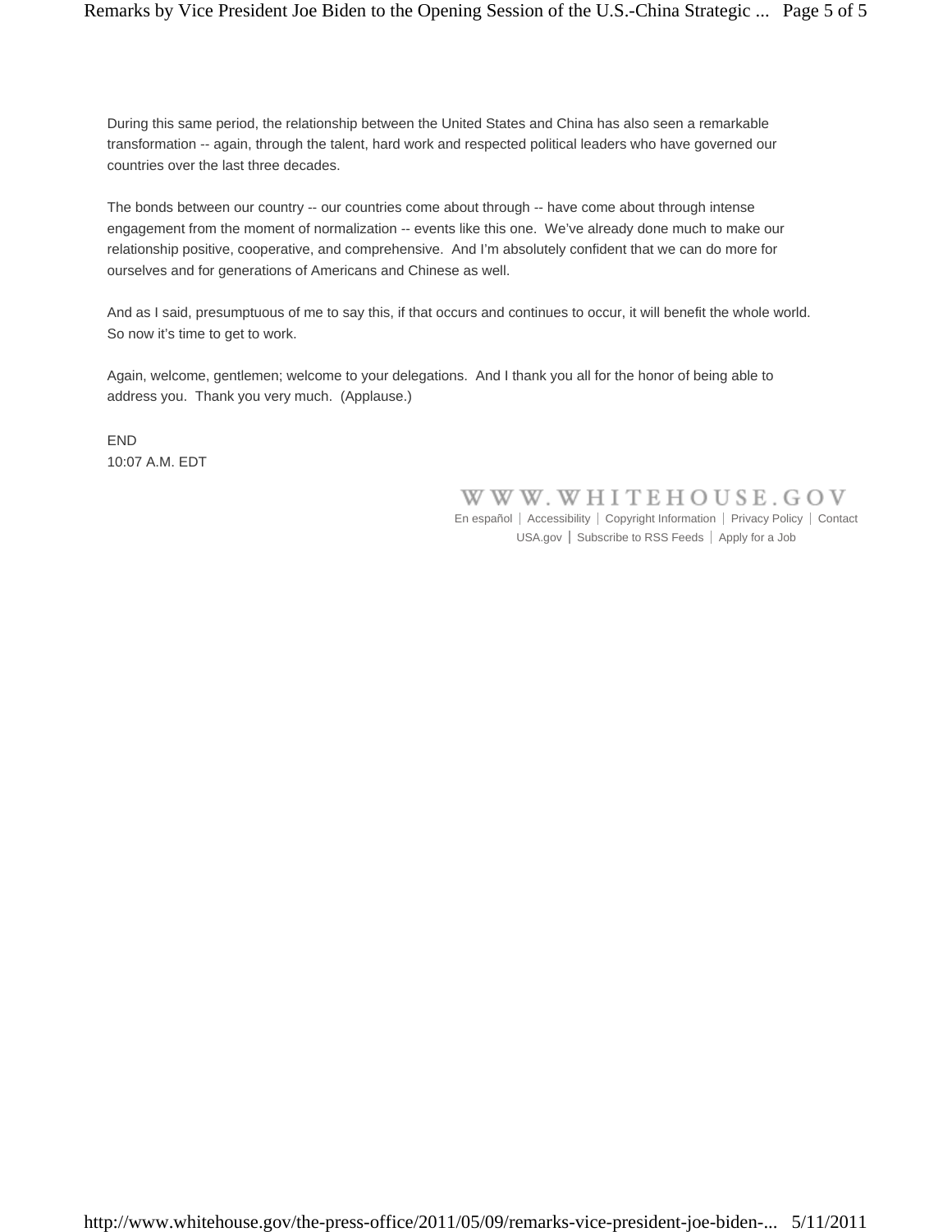During this same period, the relationship between the United States and China has also seen a remarkable transformation -- again, through the talent, hard work and respected political leaders who have governed our countries over the last three decades.

The bonds between our country -- our countries come about through -- have come about through intense engagement from the moment of normalization -- events like this one.  We've already done much to make our relationship positive, cooperative, and comprehensive.  And I'm absolutely confident that we can do more for ourselves and for generations of Americans and Chinese as well.

And as I said, presumptuous of me to say this, if that occurs and continues to occur, it will benefit the whole world. So now it's time to get to work.

Again, welcome, gentlemen; welcome to your delegations.  And I thank you all for the honor of being able to address you.  Thank you very much.  (Applause.)

END
10:07 A.M. EDT

WWW.WHITEHOUSE.GOV
En español | Accessibility | Copyright Information | Privacy Policy | Contact
USA.gov | Subscribe to RSS Feeds | Apply for a Job